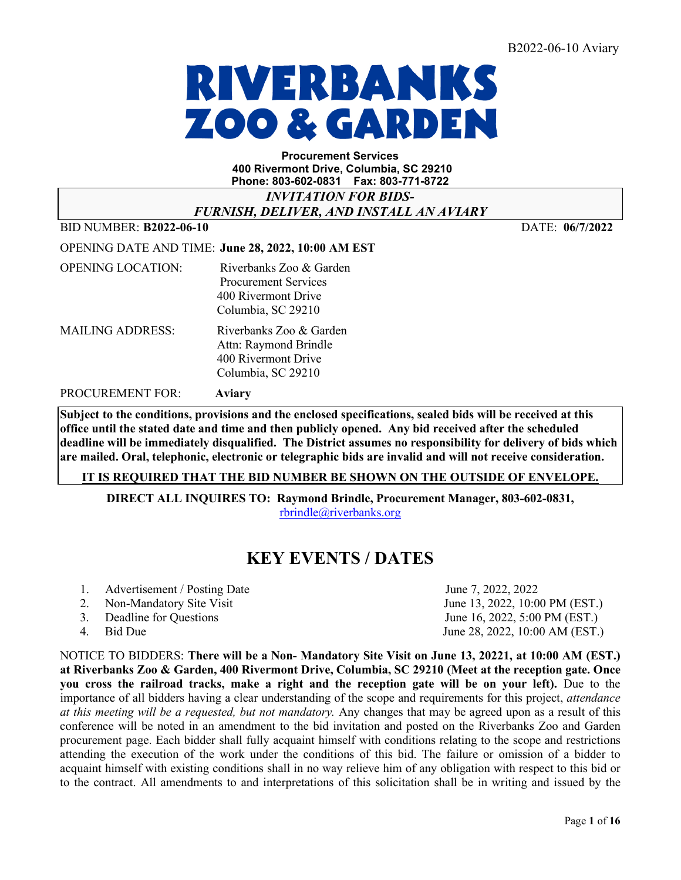# RIVERBANKS ZOO & GARDEN

**Procurement Services**
**400 Rivermont Drive, Columbia, SC 29210**
**Phone: 803-602-0831 Fax: 803-771-8722**

***INVITATION FOR BIDS-***
***FURNISH, DELIVER, AND INSTALL AN AVIARY***

BID NUMBER: **B2022-06-10** DATE: **06/7/2022**

OPENING DATE AND TIME: **June 28, 2022, 10:00 AM EST**

OPENING LOCATION: Riverbanks Zoo & Garden
Procurement Services
400 Rivermont Drive
Columbia, SC 29210

MAILING ADDRESS: Riverbanks Zoo & Garden
Attn: Raymond Brindle
400 Rivermont Drive
Columbia, SC 29210

PROCUREMENT FOR: **Aviary**

**Subject to the conditions, provisions and the enclosed specifications, sealed bids will be received at this office until the stated date and time and then publicly opened. Any bid received after the scheduled deadline will be immediately disqualified. The District assumes no responsibility for delivery of bids which are mailed. Oral, telephonic, electronic or telegraphic bids are invalid and will not receive consideration.**

**IT IS REQUIRED THAT THE BID NUMBER BE SHOWN ON THE OUTSIDE OF ENVELOPE.**

**DIRECT ALL INQUIRES TO: Raymond Brindle, Procurement Manager, 803-602-0831,** rbrindle@riverbanks.org

## KEY EVENTS / DATES

1. Advertisement / Posting Date — June 7, 2022, 2022
2. Non-Mandatory Site Visit — June 13, 2022, 10:00 PM (EST.)
3. Deadline for Questions — June 16, 2022, 5:00 PM (EST.)
4. Bid Due — June 28, 2022, 10:00 AM (EST.)

NOTICE TO BIDDERS: **There will be a Non- Mandatory Site Visit on June 13, 20221, at 10:00 AM (EST.) at Riverbanks Zoo & Garden, 400 Rivermont Drive, Columbia, SC 29210 (Meet at the reception gate. Once you cross the railroad tracks, make a right and the reception gate will be on your left).** Due to the importance of all bidders having a clear understanding of the scope and requirements for this project, *attendance at this meeting will be a requested, but not mandatory.* Any changes that may be agreed upon as a result of this conference will be noted in an amendment to the bid invitation and posted on the Riverbanks Zoo and Garden procurement page. Each bidder shall fully acquaint himself with conditions relating to the scope and restrictions attending the execution of the work under the conditions of this bid. The failure or omission of a bidder to acquaint himself with existing conditions shall in no way relieve him of any obligation with respect to this bid or to the contract. All amendments to and interpretations of this solicitation shall be in writing and issued by the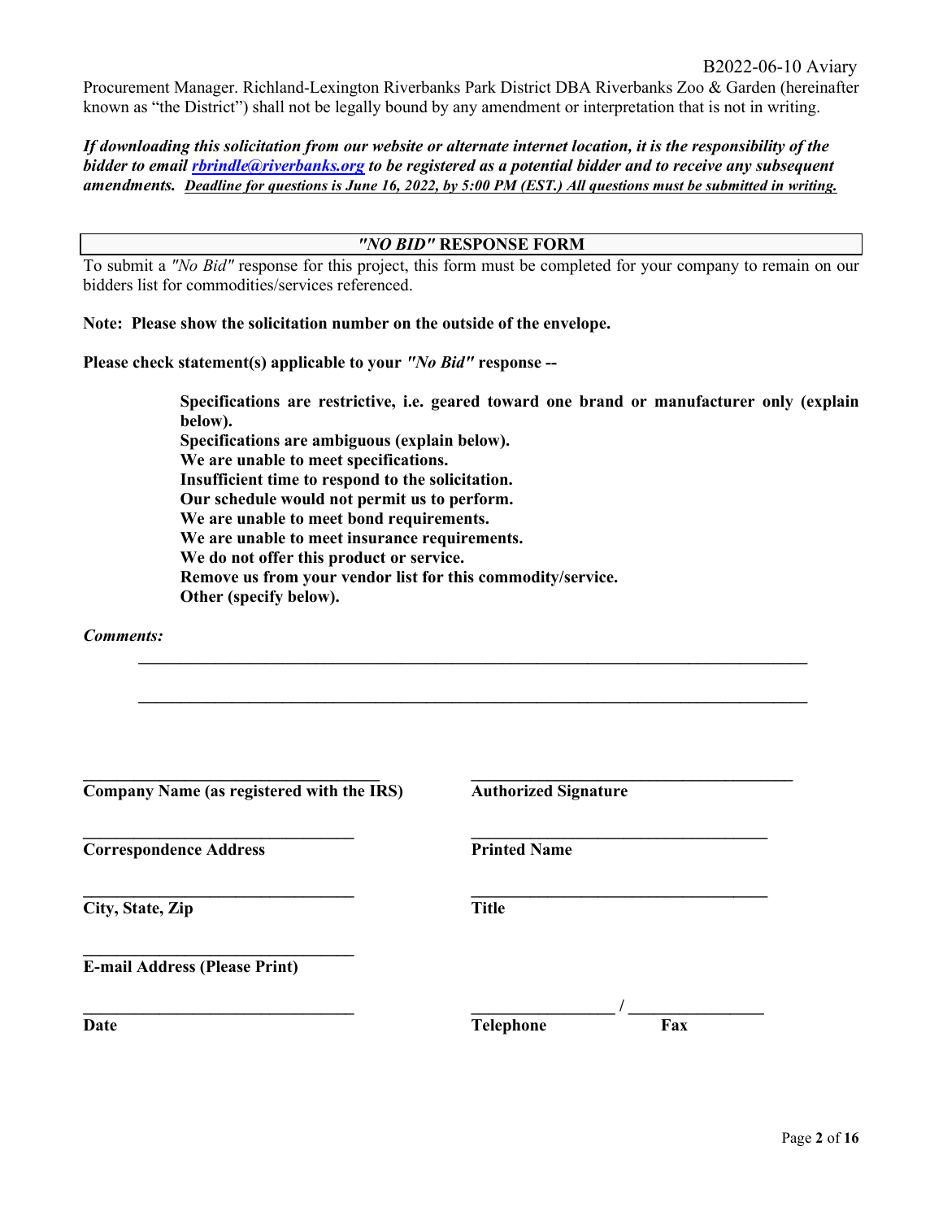Procurement Manager. Richland-Lexington Riverbanks Park District DBA Riverbanks Zoo & Garden (hereinafter known as "the District") shall not be legally bound by any amendment or interpretation that is not in writing.

***If downloading this solicitation from our website or alternate internet location, it is the responsibility of the bidder to email [rbrindle@riverbanks.org](mailto:rbrindle@riverbanks.org) to be registered as a potential bidder and to receive any subsequent amendments.*** ***Deadline for questions is June 16, 2022, by 5:00 PM (EST.) All questions must be submitted in writing.***

## *"NO BID"* RESPONSE FORM

To submit a *"No Bid"* response for this project, this form must be completed for your company to remain on our bidders list for commodities/services referenced.

**Note: Please show the solicitation number on the outside of the envelope.**

**Please check statement(s) applicable to your *"No Bid"* response --**

**Specifications are restrictive, i.e. geared toward one brand or manufacturer only (explain below).**
**Specifications are ambiguous (explain below).**
**We are unable to meet specifications.**
**Insufficient time to respond to the solicitation.**
**Our schedule would not permit us to perform.**
**We are unable to meet bond requirements.**
**We are unable to meet insurance requirements.**
**We do not offer this product or service.**
**Remove us from your vendor list for this commodity/service.**
**Other (specify below).**

***Comments:***

_______________________________________________________________________________

_______________________________________________________________________________

| | |
|---|---|
| ______________________________ | ______________________________ |
| **Company Name (as registered with the IRS)** | **Authorized Signature** |
| ______________________________ | ______________________________ |
| **Correspondence Address** | **Printed Name** |
| ______________________________ | ______________________________ |
| **City, State, Zip** | **Title** |
| ______________________________ | |
| **E-mail Address (Please Print)** | |
| ______________________________ | ______________ / ______________ |
| **Date** | **Telephone** **Fax** |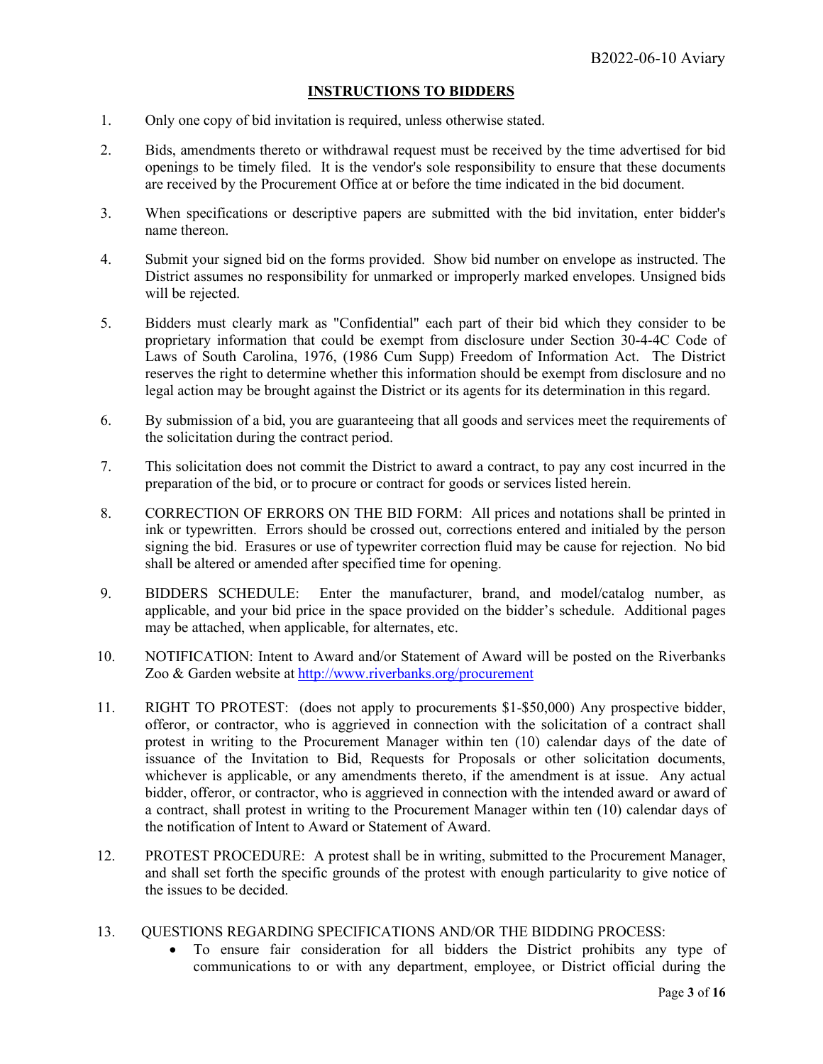## INSTRUCTIONS TO BIDDERS

1. Only one copy of bid invitation is required, unless otherwise stated.

2. Bids, amendments thereto or withdrawal request must be received by the time advertised for bid openings to be timely filed. It is the vendor's sole responsibility to ensure that these documents are received by the Procurement Office at or before the time indicated in the bid document.

3. When specifications or descriptive papers are submitted with the bid invitation, enter bidder's name thereon.

4. Submit your signed bid on the forms provided. Show bid number on envelope as instructed. The District assumes no responsibility for unmarked or improperly marked envelopes. Unsigned bids will be rejected.

5. Bidders must clearly mark as "Confidential" each part of their bid which they consider to be proprietary information that could be exempt from disclosure under Section 30-4-4C Code of Laws of South Carolina, 1976, (1986 Cum Supp) Freedom of Information Act. The District reserves the right to determine whether this information should be exempt from disclosure and no legal action may be brought against the District or its agents for its determination in this regard.

6. By submission of a bid, you are guaranteeing that all goods and services meet the requirements of the solicitation during the contract period.

7. This solicitation does not commit the District to award a contract, to pay any cost incurred in the preparation of the bid, or to procure or contract for goods or services listed herein.

8. CORRECTION OF ERRORS ON THE BID FORM: All prices and notations shall be printed in ink or typewritten. Errors should be crossed out, corrections entered and initialed by the person signing the bid. Erasures or use of typewriter correction fluid may be cause for rejection. No bid shall be altered or amended after specified time for opening.

9. BIDDERS SCHEDULE: Enter the manufacturer, brand, and model/catalog number, as applicable, and your bid price in the space provided on the bidder's schedule. Additional pages may be attached, when applicable, for alternates, etc.

10. NOTIFICATION: Intent to Award and/or Statement of Award will be posted on the Riverbanks Zoo & Garden website at [http://www.riverbanks.org/procurement](http://www.riverbanks.org/procurement)

11. RIGHT TO PROTEST: (does not apply to procurements $1-$50,000) Any prospective bidder, offeror, or contractor, who is aggrieved in connection with the solicitation of a contract shall protest in writing to the Procurement Manager within ten (10) calendar days of the date of issuance of the Invitation to Bid, Requests for Proposals or other solicitation documents, whichever is applicable, or any amendments thereto, if the amendment is at issue. Any actual bidder, offeror, or contractor, who is aggrieved in connection with the intended award or award of a contract, shall protest in writing to the Procurement Manager within ten (10) calendar days of the notification of Intent to Award or Statement of Award.

12. PROTEST PROCEDURE: A protest shall be in writing, submitted to the Procurement Manager, and shall set forth the specific grounds of the protest with enough particularity to give notice of the issues to be decided.

13. QUESTIONS REGARDING SPECIFICATIONS AND/OR THE BIDDING PROCESS:
    - To ensure fair consideration for all bidders the District prohibits any type of communications to or with any department, employee, or District official during the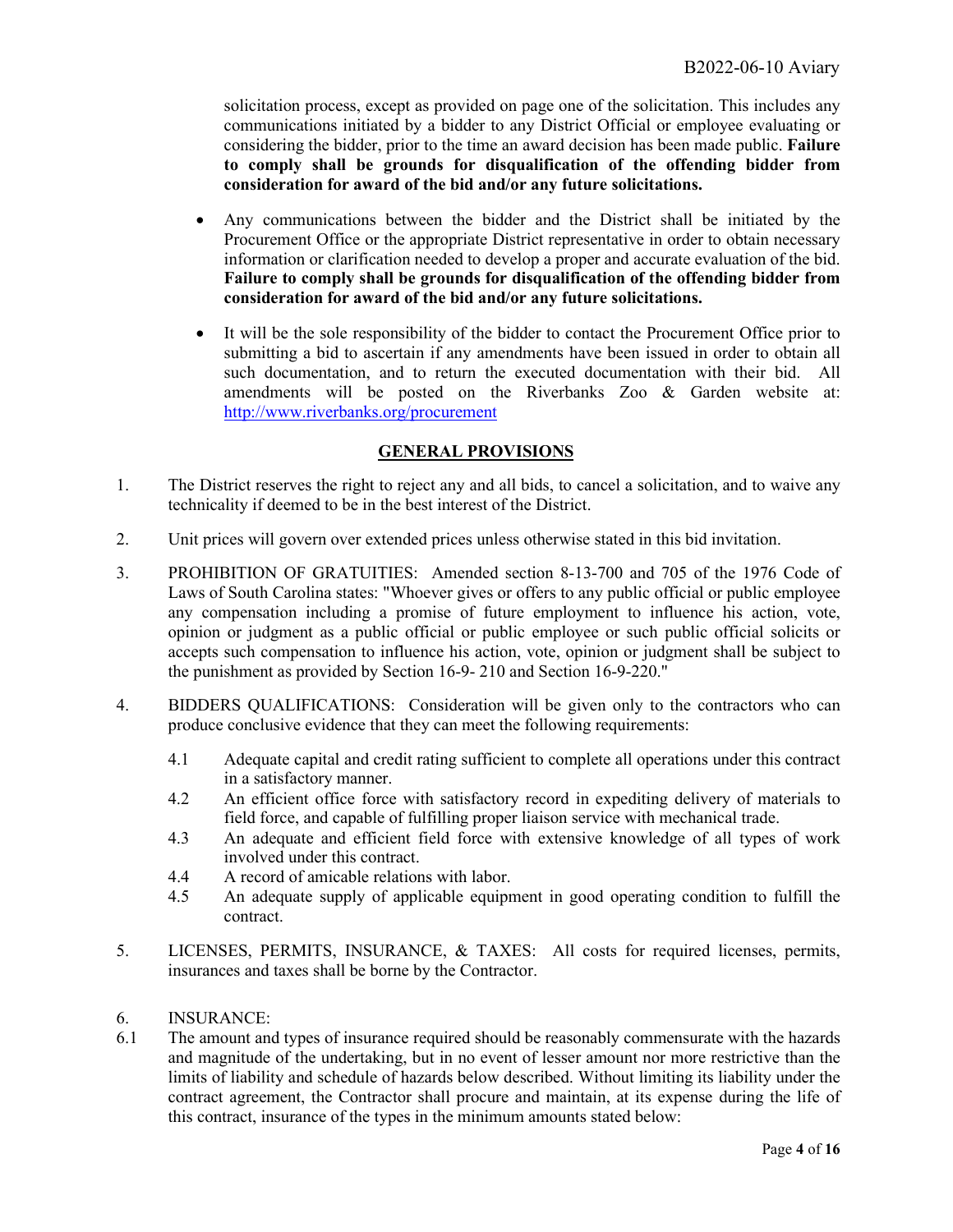solicitation process, except as provided on page one of the solicitation. This includes any communications initiated by a bidder to any District Official or employee evaluating or considering the bidder, prior to the time an award decision has been made public. **Failure to comply shall be grounds for disqualification of the offending bidder from consideration for award of the bid and/or any future solicitations.**

- Any communications between the bidder and the District shall be initiated by the Procurement Office or the appropriate District representative in order to obtain necessary information or clarification needed to develop a proper and accurate evaluation of the bid. **Failure to comply shall be grounds for disqualification of the offending bidder from consideration for award of the bid and/or any future solicitations.**

- It will be the sole responsibility of the bidder to contact the Procurement Office prior to submitting a bid to ascertain if any amendments have been issued in order to obtain all such documentation, and to return the executed documentation with their bid. All amendments will be posted on the Riverbanks Zoo & Garden website at: [http://www.riverbanks.org/procurement](http://www.riverbanks.org/procurement)

## GENERAL PROVISIONS

1. The District reserves the right to reject any and all bids, to cancel a solicitation, and to waive any technicality if deemed to be in the best interest of the District.

2. Unit prices will govern over extended prices unless otherwise stated in this bid invitation.

3. PROHIBITION OF GRATUITIES: Amended section 8-13-700 and 705 of the 1976 Code of Laws of South Carolina states: "Whoever gives or offers to any public official or public employee any compensation including a promise of future employment to influence his action, vote, opinion or judgment as a public official or public employee or such public official solicits or accepts such compensation to influence his action, vote, opinion or judgment shall be subject to the punishment as provided by Section 16-9- 210 and Section 16-9-220."

4. BIDDERS QUALIFICATIONS: Consideration will be given only to the contractors who can produce conclusive evidence that they can meet the following requirements:

   4.1 Adequate capital and credit rating sufficient to complete all operations under this contract in a satisfactory manner.
   
   4.2 An efficient office force with satisfactory record in expediting delivery of materials to field force, and capable of fulfilling proper liaison service with mechanical trade.
   
   4.3 An adequate and efficient field force with extensive knowledge of all types of work involved under this contract.
   
   4.4 A record of amicable relations with labor.
   
   4.5 An adequate supply of applicable equipment in good operating condition to fulfill the contract.

5. LICENSES, PERMITS, INSURANCE, & TAXES: All costs for required licenses, permits, insurances and taxes shall be borne by the Contractor.

6. INSURANCE:

6.1 The amount and types of insurance required should be reasonably commensurate with the hazards and magnitude of the undertaking, but in no event of lesser amount nor more restrictive than the limits of liability and schedule of hazards below described. Without limiting its liability under the contract agreement, the Contractor shall procure and maintain, at its expense during the life of this contract, insurance of the types in the minimum amounts stated below: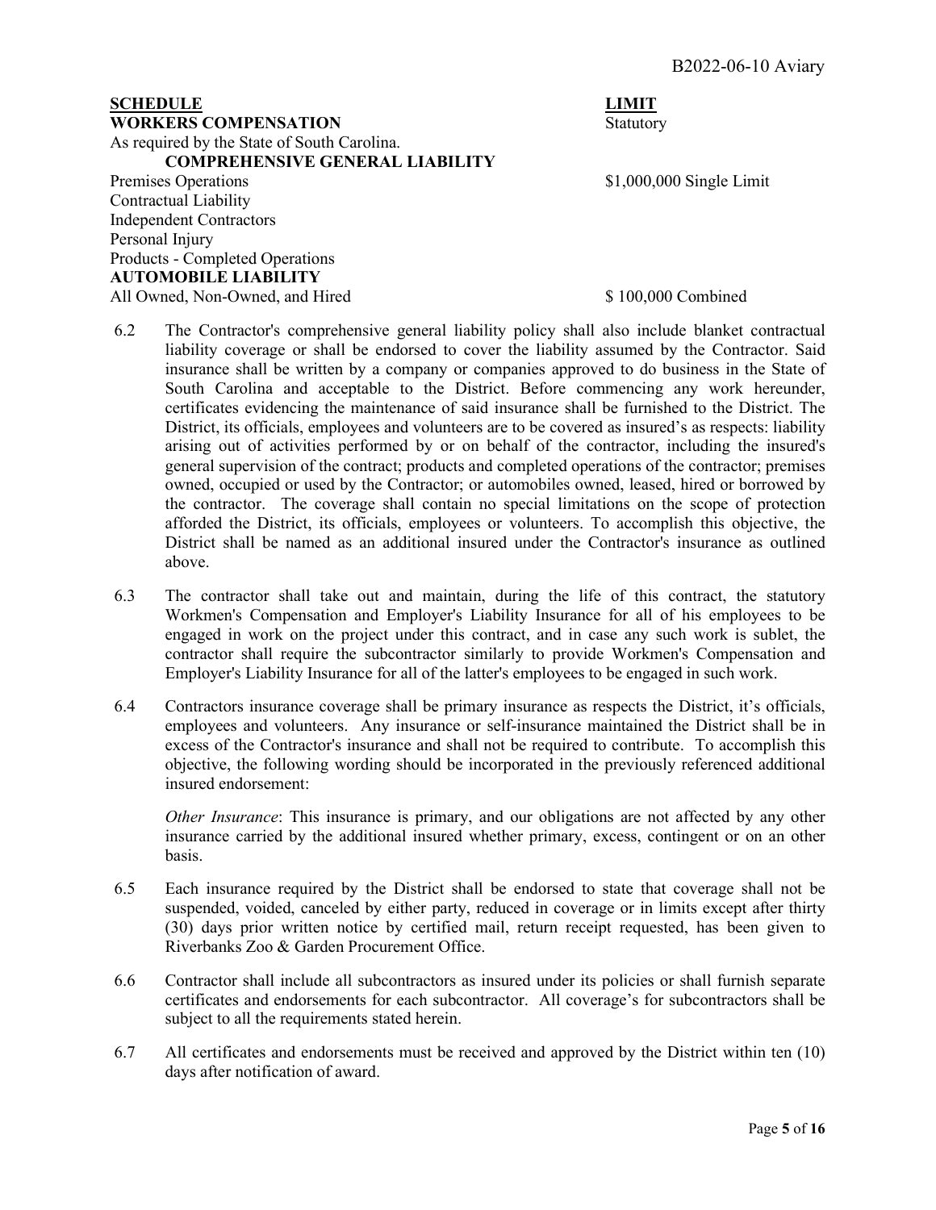| **SCHEDULE** | **LIMIT** |
|---|---|
| **WORKERS COMPENSATION** | Statutory |
| As required by the State of South Carolina. | |
| **COMPREHENSIVE GENERAL LIABILITY** | |
| Premises Operations | $1,000,000 Single Limit |
| Contractual Liability | |
| Independent Contractors | |
| Personal Injury | |
| Products - Completed Operations | |
| **AUTOMOBILE LIABILITY** | |
| All Owned, Non-Owned, and Hired | $ 100,000 Combined |

6.2 The Contractor's comprehensive general liability policy shall also include blanket contractual liability coverage or shall be endorsed to cover the liability assumed by the Contractor. Said insurance shall be written by a company or companies approved to do business in the State of South Carolina and acceptable to the District. Before commencing any work hereunder, certificates evidencing the maintenance of said insurance shall be furnished to the District. The District, its officials, employees and volunteers are to be covered as insured's as respects: liability arising out of activities performed by or on behalf of the contractor, including the insured's general supervision of the contract; products and completed operations of the contractor; premises owned, occupied or used by the Contractor; or automobiles owned, leased, hired or borrowed by the contractor. The coverage shall contain no special limitations on the scope of protection afforded the District, its officials, employees or volunteers. To accomplish this objective, the District shall be named as an additional insured under the Contractor's insurance as outlined above.

6.3 The contractor shall take out and maintain, during the life of this contract, the statutory Workmen's Compensation and Employer's Liability Insurance for all of his employees to be engaged in work on the project under this contract, and in case any such work is sublet, the contractor shall require the subcontractor similarly to provide Workmen's Compensation and Employer's Liability Insurance for all of the latter's employees to be engaged in such work.

6.4 Contractors insurance coverage shall be primary insurance as respects the District, it's officials, employees and volunteers. Any insurance or self-insurance maintained the District shall be in excess of the Contractor's insurance and shall not be required to contribute. To accomplish this objective, the following wording should be incorporated in the previously referenced additional insured endorsement:

*Other Insurance*: This insurance is primary, and our obligations are not affected by any other insurance carried by the additional insured whether primary, excess, contingent or on an other basis.

6.5 Each insurance required by the District shall be endorsed to state that coverage shall not be suspended, voided, canceled by either party, reduced in coverage or in limits except after thirty (30) days prior written notice by certified mail, return receipt requested, has been given to Riverbanks Zoo & Garden Procurement Office.

6.6 Contractor shall include all subcontractors as insured under its policies or shall furnish separate certificates and endorsements for each subcontractor. All coverage's for subcontractors shall be subject to all the requirements stated herein.

6.7 All certificates and endorsements must be received and approved by the District within ten (10) days after notification of award.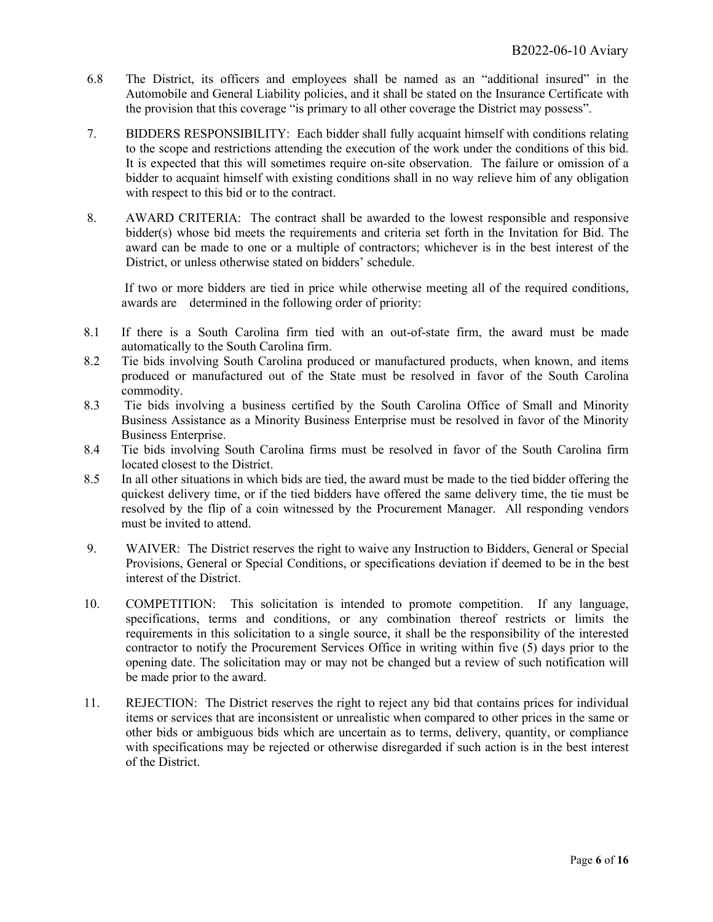6.8 The District, its officers and employees shall be named as an "additional insured" in the Automobile and General Liability policies, and it shall be stated on the Insurance Certificate with the provision that this coverage "is primary to all other coverage the District may possess".

7. BIDDERS RESPONSIBILITY: Each bidder shall fully acquaint himself with conditions relating to the scope and restrictions attending the execution of the work under the conditions of this bid. It is expected that this will sometimes require on-site observation. The failure or omission of a bidder to acquaint himself with existing conditions shall in no way relieve him of any obligation with respect to this bid or to the contract.

8. AWARD CRITERIA: The contract shall be awarded to the lowest responsible and responsive bidder(s) whose bid meets the requirements and criteria set forth in the Invitation for Bid. The award can be made to one or a multiple of contractors; whichever is in the best interest of the District, or unless otherwise stated on bidders' schedule.

If two or more bidders are tied in price while otherwise meeting all of the required conditions, awards are determined in the following order of priority:

8.1 If there is a South Carolina firm tied with an out-of-state firm, the award must be made automatically to the South Carolina firm.

8.2 Tie bids involving South Carolina produced or manufactured products, when known, and items produced or manufactured out of the State must be resolved in favor of the South Carolina commodity.

8.3 Tie bids involving a business certified by the South Carolina Office of Small and Minority Business Assistance as a Minority Business Enterprise must be resolved in favor of the Minority Business Enterprise.

8.4 Tie bids involving South Carolina firms must be resolved in favor of the South Carolina firm located closest to the District.

8.5 In all other situations in which bids are tied, the award must be made to the tied bidder offering the quickest delivery time, or if the tied bidders have offered the same delivery time, the tie must be resolved by the flip of a coin witnessed by the Procurement Manager. All responding vendors must be invited to attend.

9. WAIVER: The District reserves the right to waive any Instruction to Bidders, General or Special Provisions, General or Special Conditions, or specifications deviation if deemed to be in the best interest of the District.

10. COMPETITION: This solicitation is intended to promote competition. If any language, specifications, terms and conditions, or any combination thereof restricts or limits the requirements in this solicitation to a single source, it shall be the responsibility of the interested contractor to notify the Procurement Services Office in writing within five (5) days prior to the opening date. The solicitation may or may not be changed but a review of such notification will be made prior to the award.

11. REJECTION: The District reserves the right to reject any bid that contains prices for individual items or services that are inconsistent or unrealistic when compared to other prices in the same or other bids or ambiguous bids which are uncertain as to terms, delivery, quantity, or compliance with specifications may be rejected or otherwise disregarded if such action is in the best interest of the District.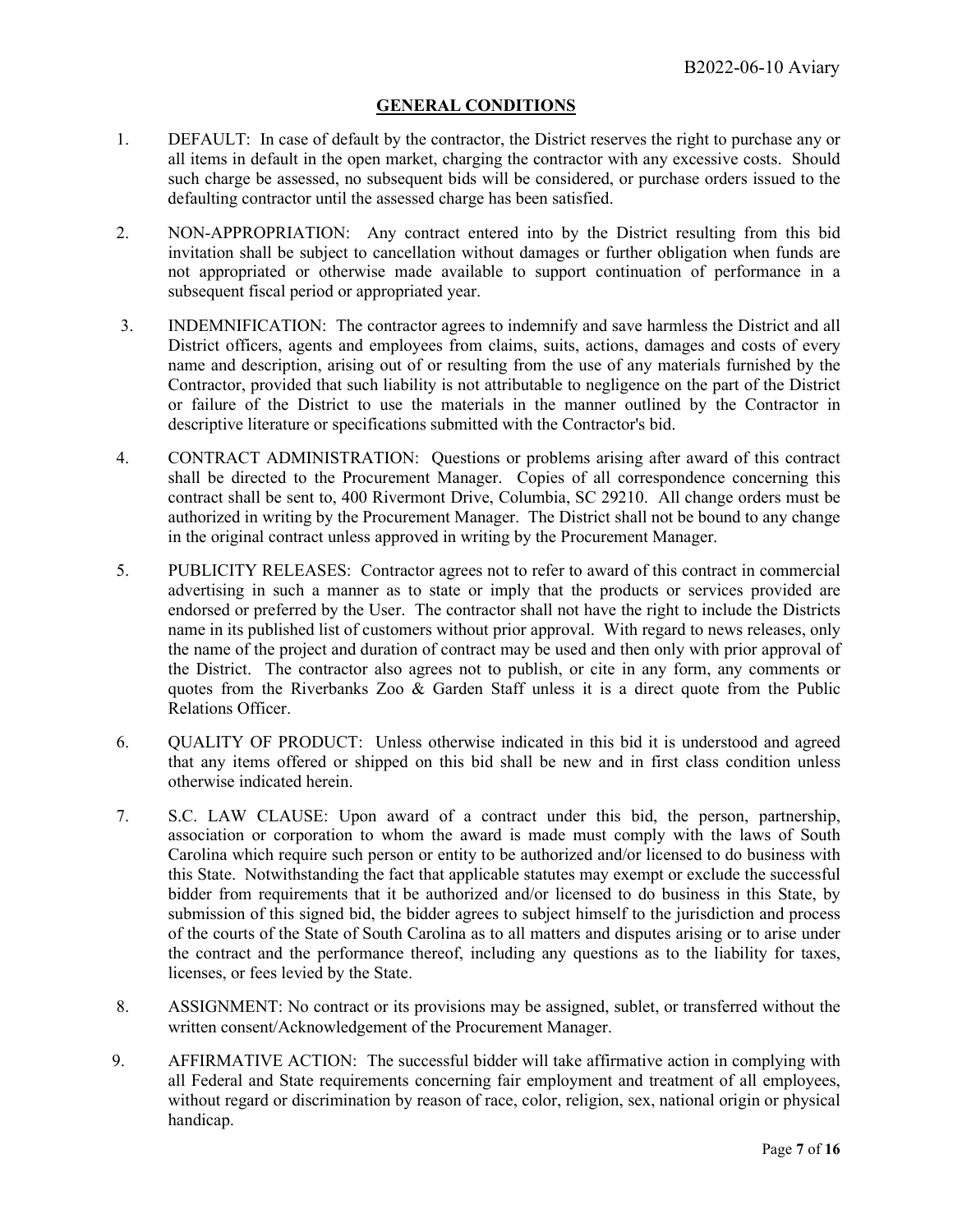## GENERAL CONDITIONS

1. DEFAULT: In case of default by the contractor, the District reserves the right to purchase any or all items in default in the open market, charging the contractor with any excessive costs. Should such charge be assessed, no subsequent bids will be considered, or purchase orders issued to the defaulting contractor until the assessed charge has been satisfied.

2. NON-APPROPRIATION: Any contract entered into by the District resulting from this bid invitation shall be subject to cancellation without damages or further obligation when funds are not appropriated or otherwise made available to support continuation of performance in a subsequent fiscal period or appropriated year.

3. INDEMNIFICATION: The contractor agrees to indemnify and save harmless the District and all District officers, agents and employees from claims, suits, actions, damages and costs of every name and description, arising out of or resulting from the use of any materials furnished by the Contractor, provided that such liability is not attributable to negligence on the part of the District or failure of the District to use the materials in the manner outlined by the Contractor in descriptive literature or specifications submitted with the Contractor's bid.

4. CONTRACT ADMINISTRATION: Questions or problems arising after award of this contract shall be directed to the Procurement Manager. Copies of all correspondence concerning this contract shall be sent to, 400 Rivermont Drive, Columbia, SC 29210. All change orders must be authorized in writing by the Procurement Manager. The District shall not be bound to any change in the original contract unless approved in writing by the Procurement Manager.

5. PUBLICITY RELEASES: Contractor agrees not to refer to award of this contract in commercial advertising in such a manner as to state or imply that the products or services provided are endorsed or preferred by the User. The contractor shall not have the right to include the Districts name in its published list of customers without prior approval. With regard to news releases, only the name of the project and duration of contract may be used and then only with prior approval of the District. The contractor also agrees not to publish, or cite in any form, any comments or quotes from the Riverbanks Zoo & Garden Staff unless it is a direct quote from the Public Relations Officer.

6. QUALITY OF PRODUCT: Unless otherwise indicated in this bid it is understood and agreed that any items offered or shipped on this bid shall be new and in first class condition unless otherwise indicated herein.

7. S.C. LAW CLAUSE: Upon award of a contract under this bid, the person, partnership, association or corporation to whom the award is made must comply with the laws of South Carolina which require such person or entity to be authorized and/or licensed to do business with this State. Notwithstanding the fact that applicable statutes may exempt or exclude the successful bidder from requirements that it be authorized and/or licensed to do business in this State, by submission of this signed bid, the bidder agrees to subject himself to the jurisdiction and process of the courts of the State of South Carolina as to all matters and disputes arising or to arise under the contract and the performance thereof, including any questions as to the liability for taxes, licenses, or fees levied by the State.

8. ASSIGNMENT: No contract or its provisions may be assigned, sublet, or transferred without the written consent/Acknowledgement of the Procurement Manager.

9. AFFIRMATIVE ACTION: The successful bidder will take affirmative action in complying with all Federal and State requirements concerning fair employment and treatment of all employees, without regard or discrimination by reason of race, color, religion, sex, national origin or physical handicap.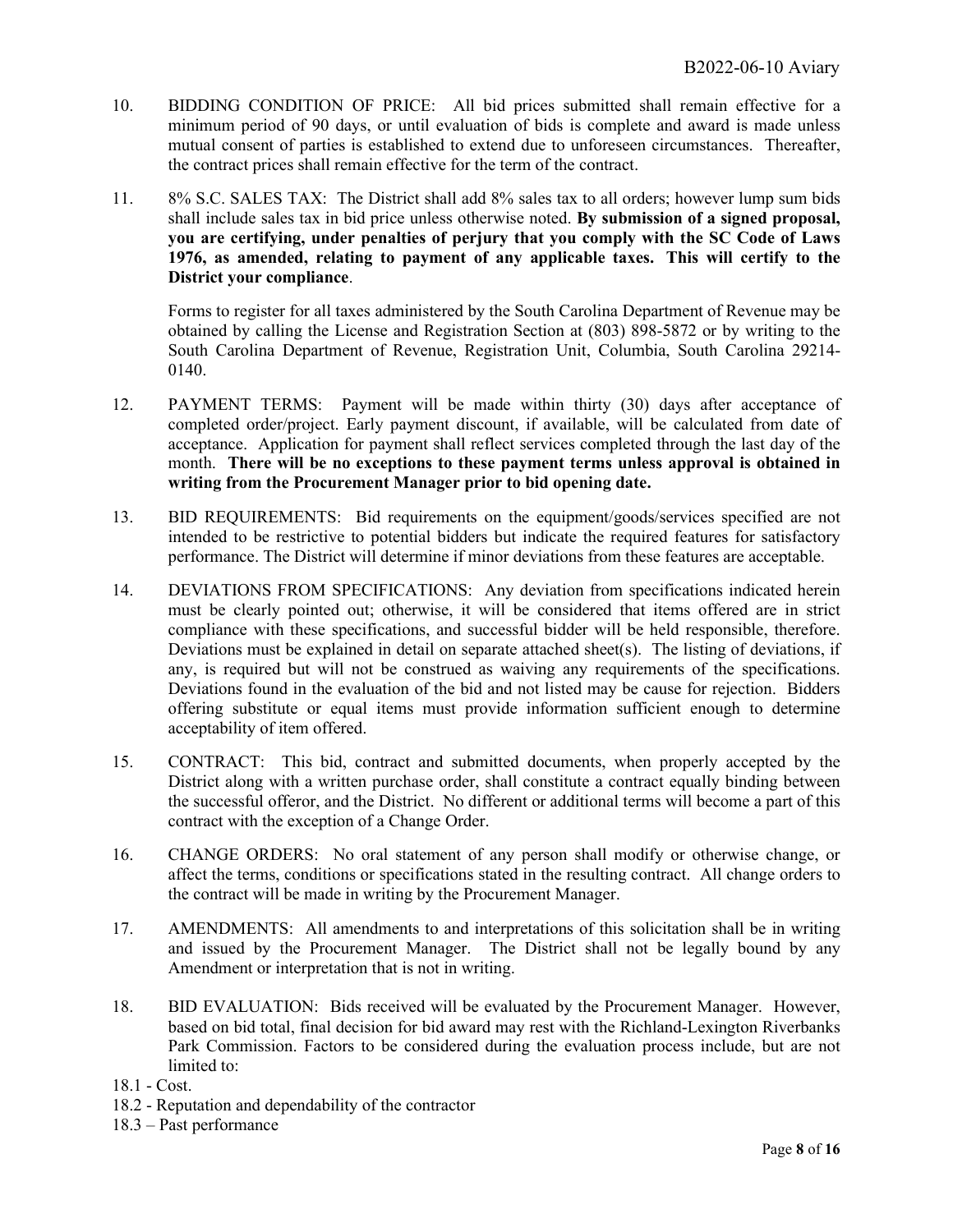10. BIDDING CONDITION OF PRICE: All bid prices submitted shall remain effective for a minimum period of 90 days, or until evaluation of bids is complete and award is made unless mutual consent of parties is established to extend due to unforeseen circumstances. Thereafter, the contract prices shall remain effective for the term of the contract.

11. 8% S.C. SALES TAX: The District shall add 8% sales tax to all orders; however lump sum bids shall include sales tax in bid price unless otherwise noted. **By submission of a signed proposal, you are certifying, under penalties of perjury that you comply with the SC Code of Laws 1976, as amended, relating to payment of any applicable taxes. This will certify to the District your compliance**.

    Forms to register for all taxes administered by the South Carolina Department of Revenue may be obtained by calling the License and Registration Section at (803) 898-5872 or by writing to the South Carolina Department of Revenue, Registration Unit, Columbia, South Carolina 29214-0140.

12. PAYMENT TERMS: Payment will be made within thirty (30) days after acceptance of completed order/project. Early payment discount, if available, will be calculated from date of acceptance. Application for payment shall reflect services completed through the last day of the month. **There will be no exceptions to these payment terms unless approval is obtained in writing from the Procurement Manager prior to bid opening date.**

13. BID REQUIREMENTS: Bid requirements on the equipment/goods/services specified are not intended to be restrictive to potential bidders but indicate the required features for satisfactory performance. The District will determine if minor deviations from these features are acceptable.

14. DEVIATIONS FROM SPECIFICATIONS: Any deviation from specifications indicated herein must be clearly pointed out; otherwise, it will be considered that items offered are in strict compliance with these specifications, and successful bidder will be held responsible, therefore. Deviations must be explained in detail on separate attached sheet(s). The listing of deviations, if any, is required but will not be construed as waiving any requirements of the specifications. Deviations found in the evaluation of the bid and not listed may be cause for rejection. Bidders offering substitute or equal items must provide information sufficient enough to determine acceptability of item offered.

15. CONTRACT: This bid, contract and submitted documents, when properly accepted by the District along with a written purchase order, shall constitute a contract equally binding between the successful offeror, and the District. No different or additional terms will become a part of this contract with the exception of a Change Order.

16. CHANGE ORDERS: No oral statement of any person shall modify or otherwise change, or affect the terms, conditions or specifications stated in the resulting contract. All change orders to the contract will be made in writing by the Procurement Manager.

17. AMENDMENTS: All amendments to and interpretations of this solicitation shall be in writing and issued by the Procurement Manager. The District shall not be legally bound by any Amendment or interpretation that is not in writing.

18. BID EVALUATION: Bids received will be evaluated by the Procurement Manager. However, based on bid total, final decision for bid award may rest with the Richland-Lexington Riverbanks Park Commission. Factors to be considered during the evaluation process include, but are not limited to:

18.1 - Cost.
18.2 - Reputation and dependability of the contractor
18.3 – Past performance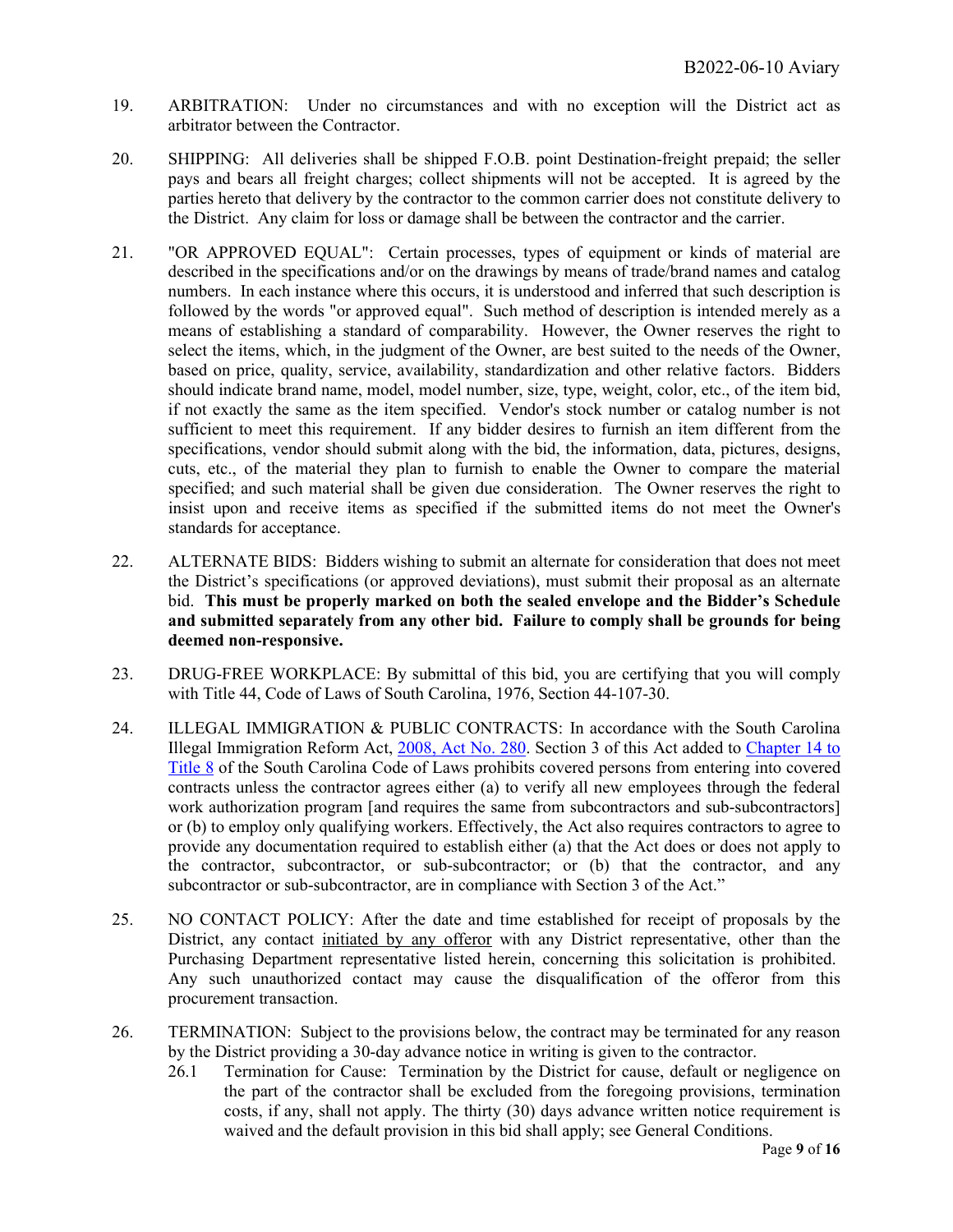19. ARBITRATION: Under no circumstances and with no exception will the District act as arbitrator between the Contractor.

20. SHIPPING: All deliveries shall be shipped F.O.B. point Destination-freight prepaid; the seller pays and bears all freight charges; collect shipments will not be accepted. It is agreed by the parties hereto that delivery by the contractor to the common carrier does not constitute delivery to the District. Any claim for loss or damage shall be between the contractor and the carrier.

21. "OR APPROVED EQUAL": Certain processes, types of equipment or kinds of material are described in the specifications and/or on the drawings by means of trade/brand names and catalog numbers. In each instance where this occurs, it is understood and inferred that such description is followed by the words "or approved equal". Such method of description is intended merely as a means of establishing a standard of comparability. However, the Owner reserves the right to select the items, which, in the judgment of the Owner, are best suited to the needs of the Owner, based on price, quality, service, availability, standardization and other relative factors. Bidders should indicate brand name, model, model number, size, type, weight, color, etc., of the item bid, if not exactly the same as the item specified. Vendor's stock number or catalog number is not sufficient to meet this requirement. If any bidder desires to furnish an item different from the specifications, vendor should submit along with the bid, the information, data, pictures, designs, cuts, etc., of the material they plan to furnish to enable the Owner to compare the material specified; and such material shall be given due consideration. The Owner reserves the right to insist upon and receive items as specified if the submitted items do not meet the Owner's standards for acceptance.

22. ALTERNATE BIDS: Bidders wishing to submit an alternate for consideration that does not meet the District's specifications (or approved deviations), must submit their proposal as an alternate bid. **This must be properly marked on both the sealed envelope and the Bidder's Schedule and submitted separately from any other bid. Failure to comply shall be grounds for being deemed non-responsive.**

23. DRUG-FREE WORKPLACE: By submittal of this bid, you are certifying that you will comply with Title 44, Code of Laws of South Carolina, 1976, Section 44-107-30.

24. ILLEGAL IMMIGRATION & PUBLIC CONTRACTS: In accordance with the South Carolina Illegal Immigration Reform Act, 2008, Act No. 280. Section 3 of this Act added to Chapter 14 to Title 8 of the South Carolina Code of Laws prohibits covered persons from entering into covered contracts unless the contractor agrees either (a) to verify all new employees through the federal work authorization program [and requires the same from subcontractors and sub-subcontractors] or (b) to employ only qualifying workers. Effectively, the Act also requires contractors to agree to provide any documentation required to establish either (a) that the Act does or does not apply to the contractor, subcontractor, or sub-subcontractor; or (b) that the contractor, and any subcontractor or sub-subcontractor, are in compliance with Section 3 of the Act."

25. NO CONTACT POLICY: After the date and time established for receipt of proposals by the District, any contact initiated by any offeror with any District representative, other than the Purchasing Department representative listed herein, concerning this solicitation is prohibited. Any such unauthorized contact may cause the disqualification of the offeror from this procurement transaction.

26. TERMINATION: Subject to the provisions below, the contract may be terminated for any reason by the District providing a 30-day advance notice in writing is given to the contractor.

    26.1 Termination for Cause: Termination by the District for cause, default or negligence on the part of the contractor shall be excluded from the foregoing provisions, termination costs, if any, shall not apply. The thirty (30) days advance written notice requirement is waived and the default provision in this bid shall apply; see General Conditions.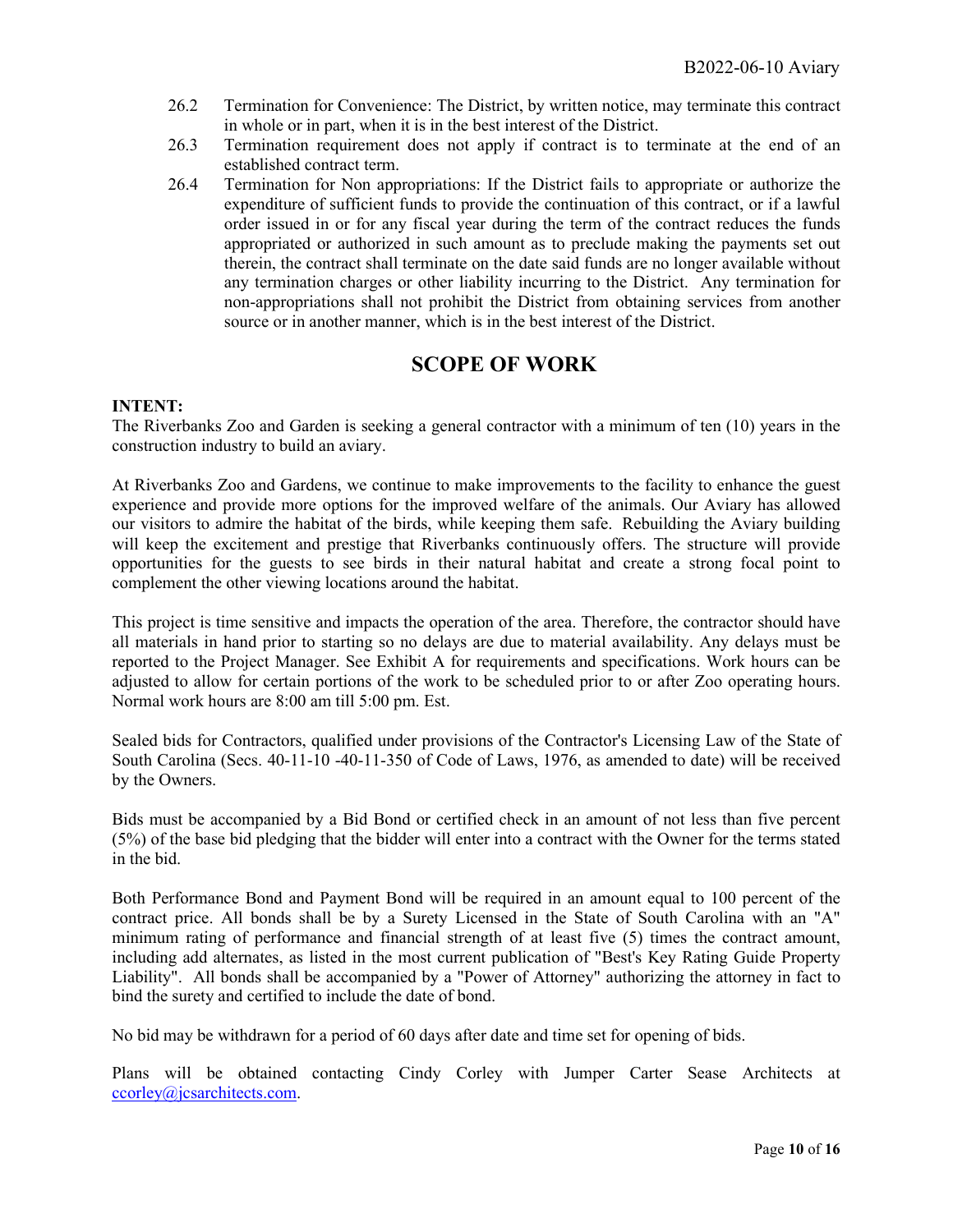26.2 Termination for Convenience: The District, by written notice, may terminate this contract in whole or in part, when it is in the best interest of the District.

26.3 Termination requirement does not apply if contract is to terminate at the end of an established contract term.

26.4 Termination for Non appropriations: If the District fails to appropriate or authorize the expenditure of sufficient funds to provide the continuation of this contract, or if a lawful order issued in or for any fiscal year during the term of the contract reduces the funds appropriated or authorized in such amount as to preclude making the payments set out therein, the contract shall terminate on the date said funds are no longer available without any termination charges or other liability incurring to the District. Any termination for non-appropriations shall not prohibit the District from obtaining services from another source or in another manner, which is in the best interest of the District.

## SCOPE OF WORK

**INTENT:**
The Riverbanks Zoo and Garden is seeking a general contractor with a minimum of ten (10) years in the construction industry to build an aviary.

At Riverbanks Zoo and Gardens, we continue to make improvements to the facility to enhance the guest experience and provide more options for the improved welfare of the animals. Our Aviary has allowed our visitors to admire the habitat of the birds, while keeping them safe. Rebuilding the Aviary building will keep the excitement and prestige that Riverbanks continuously offers. The structure will provide opportunities for the guests to see birds in their natural habitat and create a strong focal point to complement the other viewing locations around the habitat.

This project is time sensitive and impacts the operation of the area. Therefore, the contractor should have all materials in hand prior to starting so no delays are due to material availability. Any delays must be reported to the Project Manager. See Exhibit A for requirements and specifications. Work hours can be adjusted to allow for certain portions of the work to be scheduled prior to or after Zoo operating hours. Normal work hours are 8:00 am till 5:00 pm. Est.

Sealed bids for Contractors, qualified under provisions of the Contractor's Licensing Law of the State of South Carolina (Secs. 40-11-10 -40-11-350 of Code of Laws, 1976, as amended to date) will be received by the Owners.

Bids must be accompanied by a Bid Bond or certified check in an amount of not less than five percent (5%) of the base bid pledging that the bidder will enter into a contract with the Owner for the terms stated in the bid.

Both Performance Bond and Payment Bond will be required in an amount equal to 100 percent of the contract price. All bonds shall be by a Surety Licensed in the State of South Carolina with an "A" minimum rating of performance and financial strength of at least five (5) times the contract amount, including add alternates, as listed in the most current publication of "Best's Key Rating Guide Property Liability". All bonds shall be accompanied by a "Power of Attorney" authorizing the attorney in fact to bind the surety and certified to include the date of bond.

No bid may be withdrawn for a period of 60 days after date and time set for opening of bids.

Plans will be obtained contacting Cindy Corley with Jumper Carter Sease Architects at ccorley@jcsarchitects.com.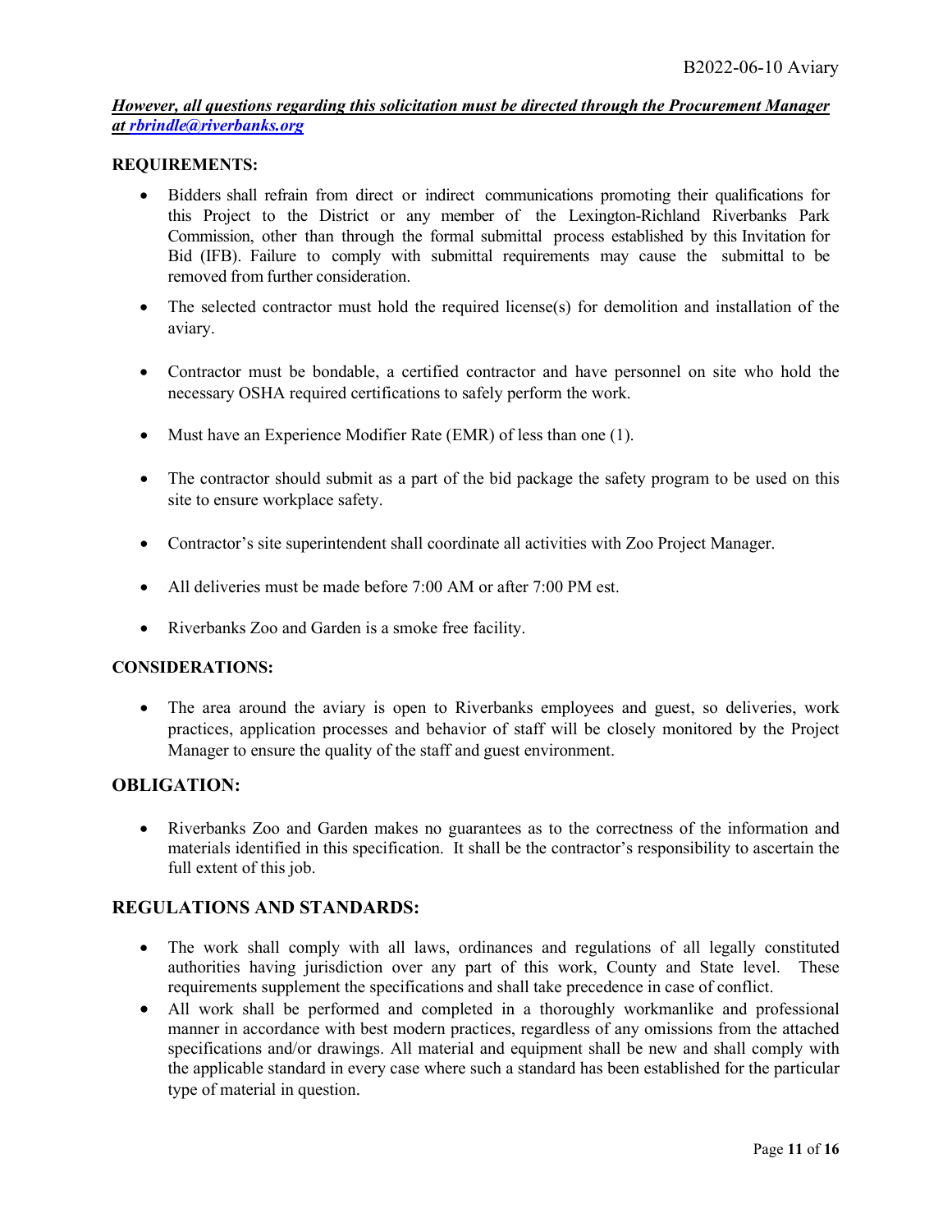***However, all questions regarding this solicitation must be directed through the Procurement Manager at [rbrindle@riverbanks.org](mailto:rbrindle@riverbanks.org)***

**REQUIREMENTS:**

- Bidders shall refrain from direct or indirect communications promoting their qualifications for this Project to the District or any member of the Lexington-Richland Riverbanks Park Commission, other than through the formal submittal process established by this Invitation for Bid (IFB). Failure to comply with submittal requirements may cause the submittal to be removed from further consideration.
- The selected contractor must hold the required license(s) for demolition and installation of the aviary.
- Contractor must be bondable, a certified contractor and have personnel on site who hold the necessary OSHA required certifications to safely perform the work.
- Must have an Experience Modifier Rate (EMR) of less than one (1).
- The contractor should submit as a part of the bid package the safety program to be used on this site to ensure workplace safety.
- Contractor's site superintendent shall coordinate all activities with Zoo Project Manager.
- All deliveries must be made before 7:00 AM or after 7:00 PM est.
- Riverbanks Zoo and Garden is a smoke free facility.

**CONSIDERATIONS:**

- The area around the aviary is open to Riverbanks employees and guest, so deliveries, work practices, application processes and behavior of staff will be closely monitored by the Project Manager to ensure the quality of the staff and guest environment.

## OBLIGATION:

- Riverbanks Zoo and Garden makes no guarantees as to the correctness of the information and materials identified in this specification. It shall be the contractor's responsibility to ascertain the full extent of this job.

## REGULATIONS AND STANDARDS:

- The work shall comply with all laws, ordinances and regulations of all legally constituted authorities having jurisdiction over any part of this work, County and State level. These requirements supplement the specifications and shall take precedence in case of conflict.
- All work shall be performed and completed in a thoroughly workmanlike and professional manner in accordance with best modern practices, regardless of any omissions from the attached specifications and/or drawings. All material and equipment shall be new and shall comply with the applicable standard in every case where such a standard has been established for the particular type of material in question.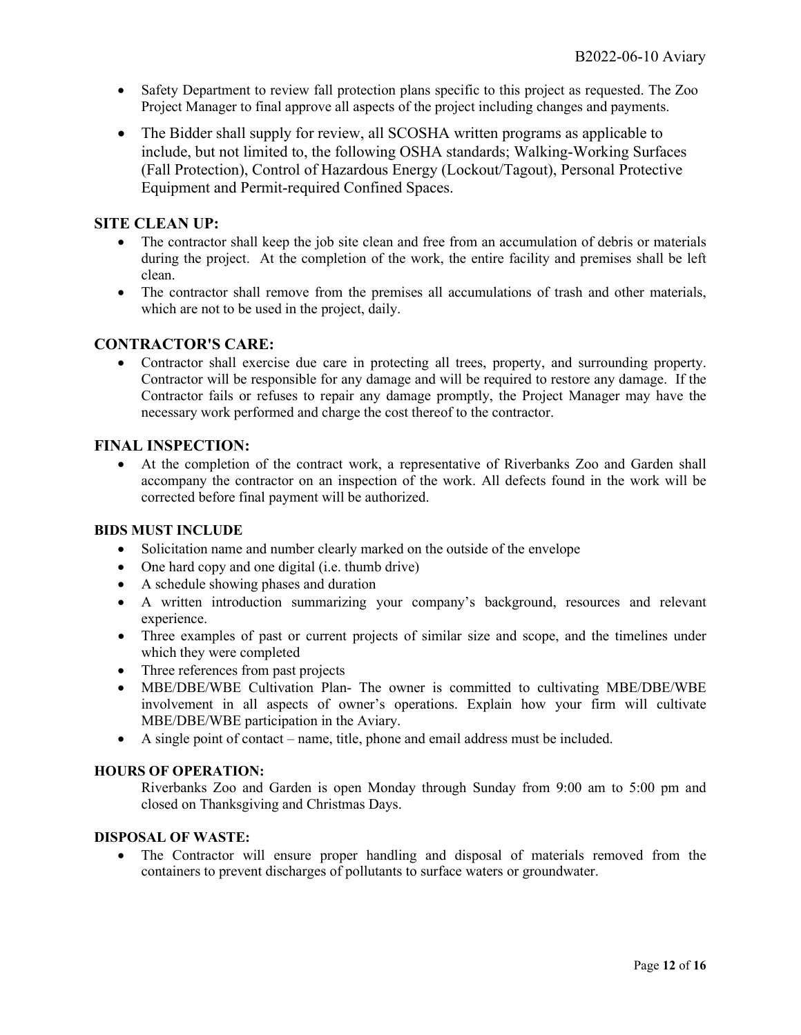- Safety Department to review fall protection plans specific to this project as requested. The Zoo Project Manager to final approve all aspects of the project including changes and payments.
- The Bidder shall supply for review, all SCOSHA written programs as applicable to include, but not limited to, the following OSHA standards; Walking-Working Surfaces (Fall Protection), Control of Hazardous Energy (Lockout/Tagout), Personal Protective Equipment and Permit-required Confined Spaces.

## SITE CLEAN UP:

- The contractor shall keep the job site clean and free from an accumulation of debris or materials during the project. At the completion of the work, the entire facility and premises shall be left clean.
- The contractor shall remove from the premises all accumulations of trash and other materials, which are not to be used in the project, daily.

## CONTRACTOR'S CARE:

- Contractor shall exercise due care in protecting all trees, property, and surrounding property. Contractor will be responsible for any damage and will be required to restore any damage. If the Contractor fails or refuses to repair any damage promptly, the Project Manager may have the necessary work performed and charge the cost thereof to the contractor.

## FINAL INSPECTION:

- At the completion of the contract work, a representative of Riverbanks Zoo and Garden shall accompany the contractor on an inspection of the work. All defects found in the work will be corrected before final payment will be authorized.

### BIDS MUST INCLUDE

- Solicitation name and number clearly marked on the outside of the envelope
- One hard copy and one digital (i.e. thumb drive)
- A schedule showing phases and duration
- A written introduction summarizing your company's background, resources and relevant experience.
- Three examples of past or current projects of similar size and scope, and the timelines under which they were completed
- Three references from past projects
- MBE/DBE/WBE Cultivation Plan- The owner is committed to cultivating MBE/DBE/WBE involvement in all aspects of owner's operations. Explain how your firm will cultivate MBE/DBE/WBE participation in the Aviary.
- A single point of contact – name, title, phone and email address must be included.

### HOURS OF OPERATION:

Riverbanks Zoo and Garden is open Monday through Sunday from 9:00 am to 5:00 pm and closed on Thanksgiving and Christmas Days.

### DISPOSAL OF WASTE:

- The Contractor will ensure proper handling and disposal of materials removed from the containers to prevent discharges of pollutants to surface waters or groundwater.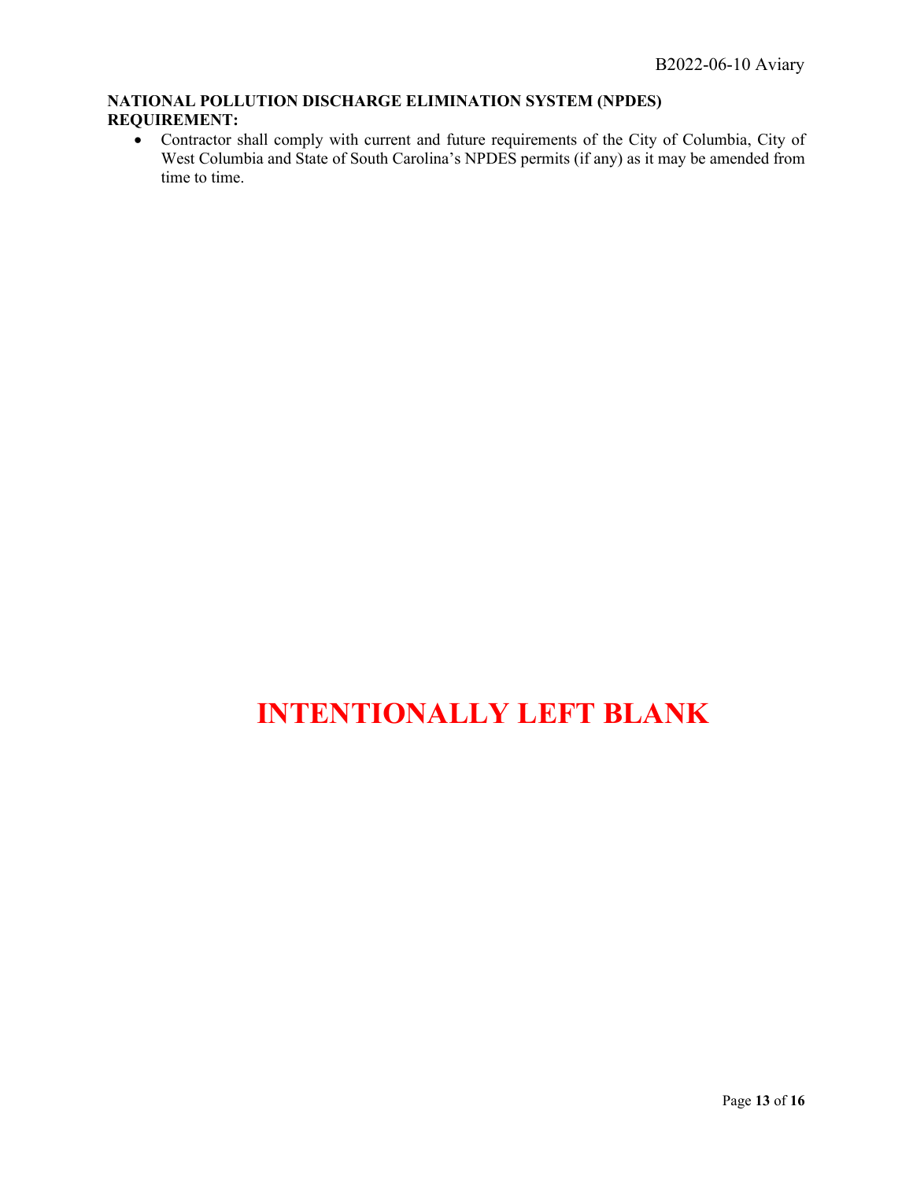**NATIONAL POLLUTION DISCHARGE ELIMINATION SYSTEM (NPDES) REQUIREMENT:**

- Contractor shall comply with current and future requirements of the City of Columbia, City of West Columbia and State of South Carolina's NPDES permits (if any) as it may be amended from time to time.

**INTENTIONALLY LEFT BLANK**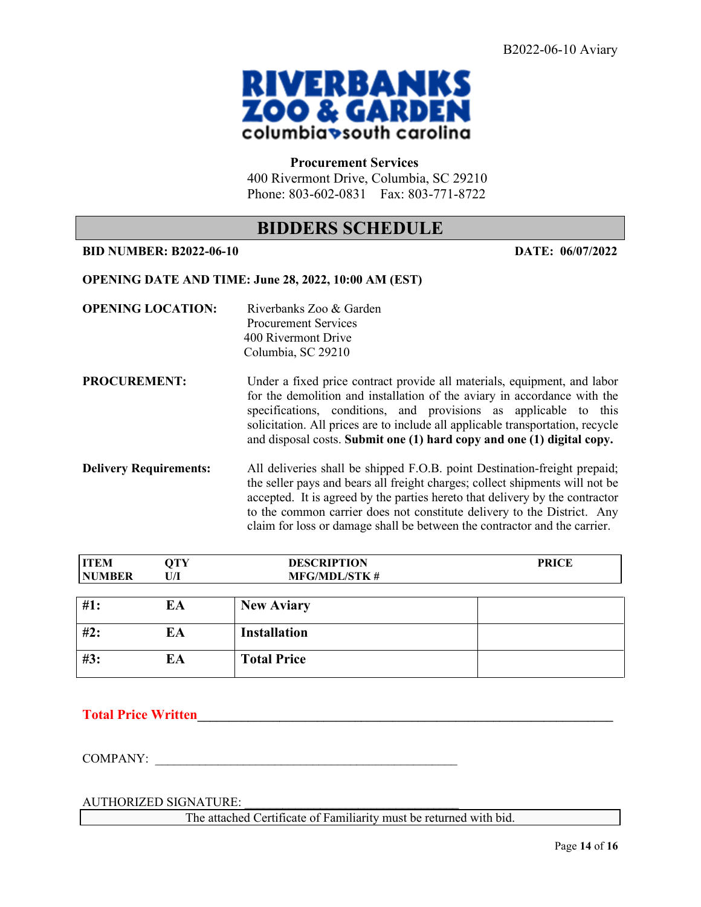B2022-06-10 Aviary

RIVERBANKS ZOO & GARDEN
columbia south carolina

**Procurement Services**
400 Rivermont Drive, Columbia, SC 29210
Phone: 803-602-0831 Fax: 803-771-8722

## BIDDERS SCHEDULE

**BID NUMBER: B2022-06-10** **DATE: 06/07/2022**

**OPENING DATE AND TIME: June 28, 2022, 10:00 AM (EST)**

**OPENING LOCATION:** Riverbanks Zoo & Garden
Procurement Services
400 Rivermont Drive
Columbia, SC 29210

**PROCUREMENT:** Under a fixed price contract provide all materials, equipment, and labor for the demolition and installation of the aviary in accordance with the specifications, conditions, and provisions as applicable to this solicitation. All prices are to include all applicable transportation, recycle and disposal costs. **Submit one (1) hard copy and one (1) digital copy.**

**Delivery Requirements:** All deliveries shall be shipped F.O.B. point Destination-freight prepaid; the seller pays and bears all freight charges; collect shipments will not be accepted. It is agreed by the parties hereto that delivery by the contractor to the common carrier does not constitute delivery to the District. Any claim for loss or damage shall be between the contractor and the carrier.

| ITEM NUMBER | QTY U/I | DESCRIPTION MFG/MDL/STK # | PRICE |
|---|---|---|---|
| #1: | EA | New Aviary | |
| #2: | EA | Installation | |
| #3: | EA | Total Price | |

**Total Price Written**\_\_\_\_\_\_\_\_\_\_\_\_\_\_\_\_\_\_\_\_\_\_\_\_\_\_\_\_\_\_\_\_\_\_\_\_\_\_\_\_\_\_\_\_\_\_\_\_\_\_\_\_\_\_\_\_

COMPANY: \_\_\_\_\_\_\_\_\_\_\_\_\_\_\_\_\_\_\_\_\_\_\_\_\_\_\_\_\_\_\_\_\_\_\_\_\_\_\_\_\_\_\_\_

AUTHORIZED SIGNATURE: \_\_\_\_\_\_\_\_\_\_\_\_\_\_\_\_\_\_\_\_\_\_\_\_\_\_\_\_\_\_\_\_

The attached Certificate of Familiarity must be returned with bid.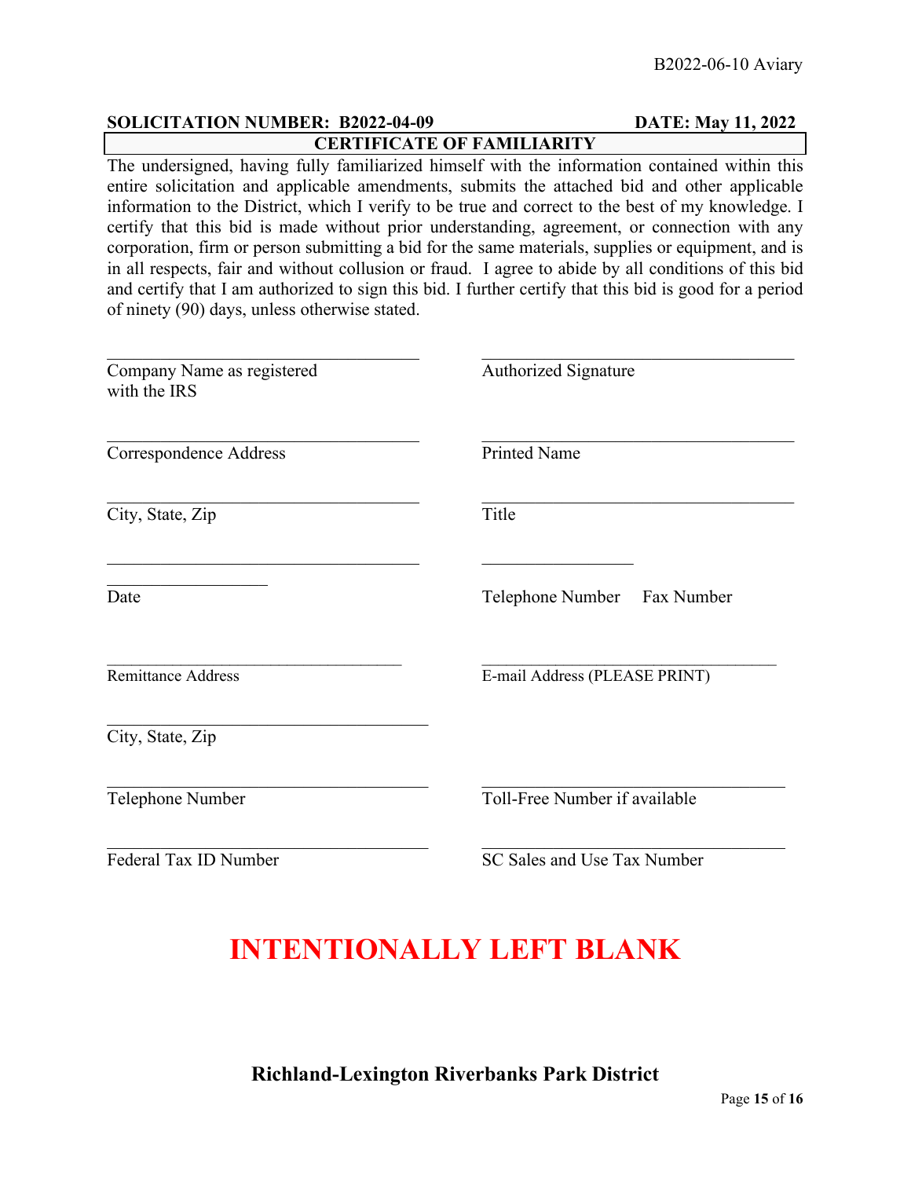**SOLICITATION NUMBER: B2022-04-09** **DATE: May 11, 2022**

## CERTIFICATE OF FAMILIARITY

The undersigned, having fully familiarized himself with the information contained within this entire solicitation and applicable amendments, submits the attached bid and other applicable information to the District, which I verify to be true and correct to the best of my knowledge. I certify that this bid is made without prior understanding, agreement, or connection with any corporation, firm or person submitting a bid for the same materials, supplies or equipment, and is in all respects, fair and without collusion or fraud. I agree to abide by all conditions of this bid and certify that I am authorized to sign this bid. I further certify that this bid is good for a period of ninety (90) days, unless otherwise stated.

| | |
|---|---|
| \_\_\_\_\_\_\_\_\_\_\_\_\_\_\_\_\_\_\_\_\_\_\_\_\_\_\_\_\_\_ Company Name as registered with the IRS | \_\_\_\_\_\_\_\_\_\_\_\_\_\_\_\_\_\_\_\_\_\_\_\_\_\_\_\_\_\_ Authorized Signature |
| \_\_\_\_\_\_\_\_\_\_\_\_\_\_\_\_\_\_\_\_\_\_\_\_\_\_\_\_\_\_ Correspondence Address | \_\_\_\_\_\_\_\_\_\_\_\_\_\_\_\_\_\_\_\_\_\_\_\_\_\_\_\_\_\_ Printed Name |
| \_\_\_\_\_\_\_\_\_\_\_\_\_\_\_\_\_\_\_\_\_\_\_\_\_\_\_\_\_\_ City, State, Zip | \_\_\_\_\_\_\_\_\_\_\_\_\_\_\_\_\_\_\_\_\_\_\_\_\_\_\_\_\_\_ Title |
| \_\_\_\_\_\_\_\_\_\_\_\_\_\_\_\_\_\_\_\_\_\_\_\_\_\_\_\_\_\_ \_\_\_\_\_\_\_\_\_\_\_\_\_\_\_ Date | \_\_\_\_\_\_\_\_\_\_\_\_\_\_\_ Telephone Number Fax Number |
| \_\_\_\_\_\_\_\_\_\_\_\_\_\_\_\_\_\_\_\_\_\_\_\_\_\_\_\_\_\_ Remittance Address | \_\_\_\_\_\_\_\_\_\_\_\_\_\_\_\_\_\_\_\_\_\_\_\_\_\_\_\_\_\_ E-mail Address (PLEASE PRINT) |
| \_\_\_\_\_\_\_\_\_\_\_\_\_\_\_\_\_\_\_\_\_\_\_\_\_\_\_\_\_\_ City, State, Zip | |
| \_\_\_\_\_\_\_\_\_\_\_\_\_\_\_\_\_\_\_\_\_\_\_\_\_\_\_\_\_\_ Telephone Number | \_\_\_\_\_\_\_\_\_\_\_\_\_\_\_\_\_\_\_\_\_\_\_\_\_\_\_\_\_\_ Toll-Free Number if available |
| \_\_\_\_\_\_\_\_\_\_\_\_\_\_\_\_\_\_\_\_\_\_\_\_\_\_\_\_\_\_ Federal Tax ID Number | \_\_\_\_\_\_\_\_\_\_\_\_\_\_\_\_\_\_\_\_\_\_\_\_\_\_\_\_\_\_ SC Sales and Use Tax Number |

# INTENTIONALLY LEFT BLANK

**Richland-Lexington Riverbanks Park District**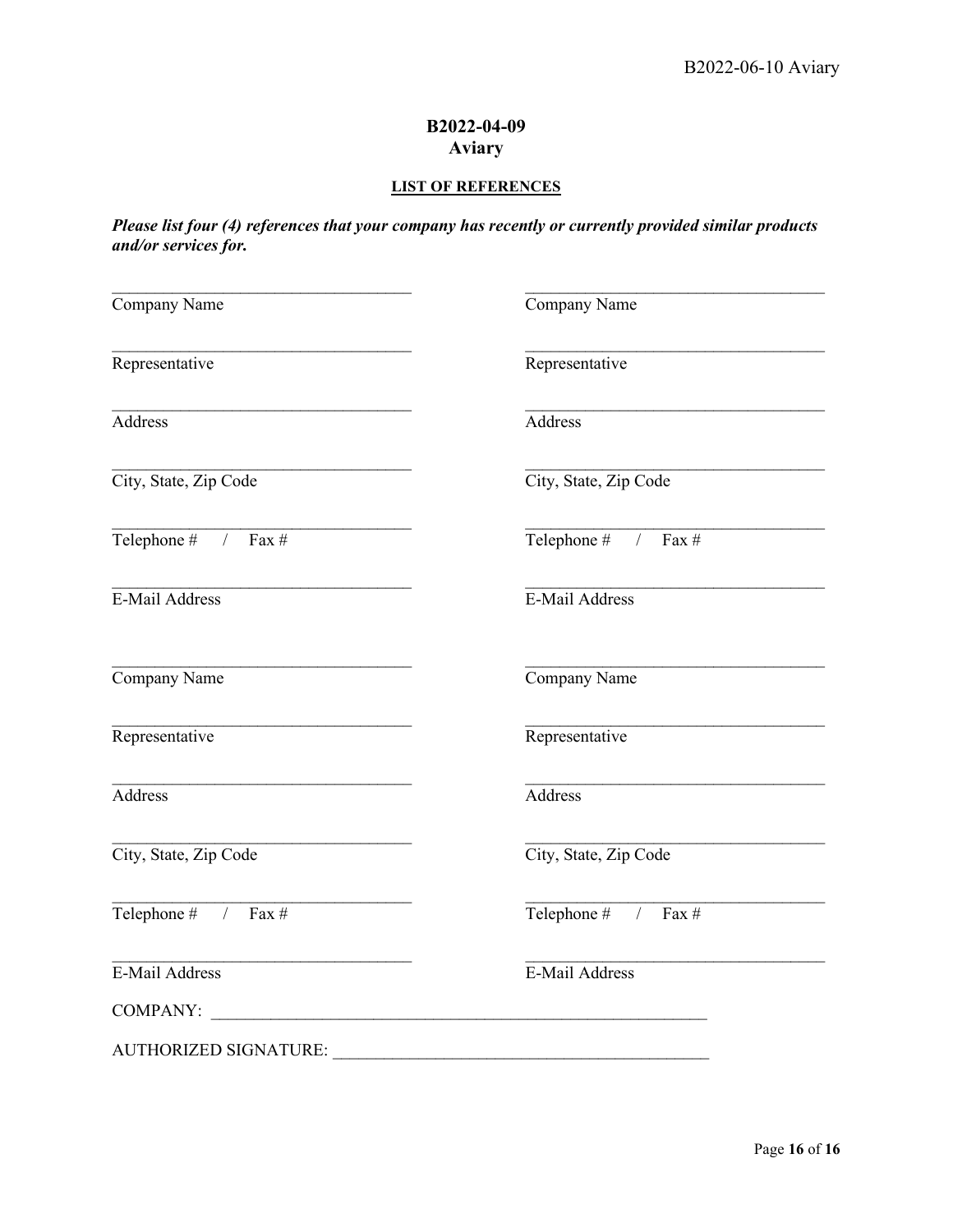**B2022-04-09**
**Aviary**

**LIST OF REFERENCES**

***Please list four (4) references that your company has recently or currently provided similar products and/or services for.***

| | |
|---|---|
| ___________________________________ | ___________________________________ |
| Company Name | Company Name |
| ___________________________________ | ___________________________________ |
| Representative | Representative |
| ___________________________________ | ___________________________________ |
| Address | Address |
| ___________________________________ | ___________________________________ |
| City, State, Zip Code | City, State, Zip Code |
| ___________________________________ | ___________________________________ |
| Telephone # / Fax # | Telephone # / Fax # |
| ___________________________________ | ___________________________________ |
| E-Mail Address | E-Mail Address |
| ___________________________________ | ___________________________________ |
| Company Name | Company Name |
| ___________________________________ | ___________________________________ |
| Representative | Representative |
| ___________________________________ | ___________________________________ |
| Address | Address |
| ___________________________________ | ___________________________________ |
| City, State, Zip Code | City, State, Zip Code |
| ___________________________________ | ___________________________________ |
| Telephone # / Fax # | Telephone # / Fax # |
| ___________________________________ | ___________________________________ |
| E-Mail Address | E-Mail Address |

COMPANY: ____________________________________________________________

AUTHORIZED SIGNATURE: ____________________________________________